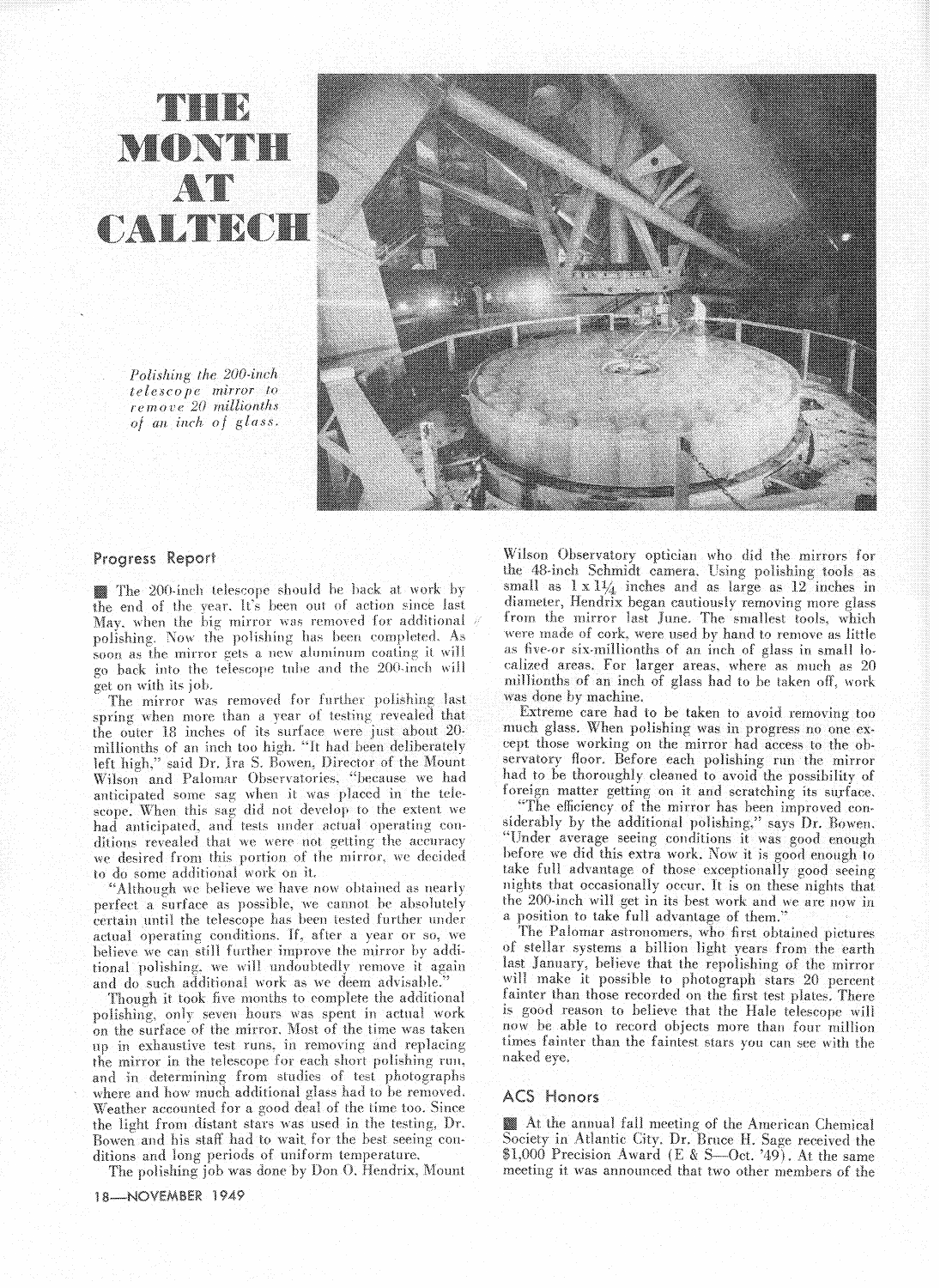# THE MONTH AT CALTECH

*Polishing the 200-inch telescope mirror to remove 20 millionths of an inch of glass.*

## Progress Report

The 200-inch telescope should be back at work by the end of the year. It's been out of action since last May, when the big mirror was removed for additional polishing. Now the polishing has been completed. As soon as the mirror gets a new aluminum coating it will go back into the telescope tube and the 200-inch will get on with its job.

The mirror was removed for further polishing last spring when more than a year of testing revealed that the outer 18 inches of its surface were just about 20-millionths of an inch too high. "It had been deliberately left high," said Dr. Ira S. Bowen, Director of the Mount Wilson and Palomar Observatories, "because we had anticipated some sag when it was placed in the telescope. When this sag did not develop to the extent we had anticipated, and tests under actual operating conditions revealed that we were not getting the accuracy we desired from this portion of the mirror, we decided to do some additional work on it.

"Although we believe we have now obtained as nearly perfect a surface as possible, we cannot be absolutely certain until the telescope has been tested further under actual operating conditions. If, after a year or so, we believe we can still further improve the mirror by additional polishing, we will undoubtedly remove it again and do such additional work as we deem advisable."

Though it took five months to complete the additional polishing, only seven hours was spent in actual work on the surface of the mirror. Most of the time was taken up in exhaustive test runs, in removing and replacing the mirror in the telescope for each short polishing run, and in determining from studies of test photographs where and how much additional glass had to be removed. Weather accounted for a good deal of the time too. Since the light from distant stars was used in the testing, Dr. Bowen and his staff had to wait for the best seeing conditions and long periods of uniform temperature.

The polishing job was done by Don O. Hendrix, Mount Wilson Observatory optician who did the mirrors for the 48-inch Schmidt camera. Using polishing tools as small as 1 x 1¼ inches and as large as 12 inches in diameter, Hendrix began cautiously removing more glass from the mirror last June. The smallest tools, which were made of cork, were used by hand to remove as little as five-or six-millionths of an inch of glass in small localized areas. For larger areas, where as much as 20 millionths of an inch of glass had to be taken off, work was done by machine.

Extreme care had to be taken to avoid removing too much glass. When polishing was in progress no one except those working on the mirror had access to the observatory floor. Before each polishing run the mirror had to be thoroughly cleaned to avoid the possibility of foreign matter getting on it and scratching its surface.

"The efficiency of the mirror has been improved considerably by the additional polishing," says Dr. Bowen. "Under average seeing conditions it was good enough before we did this extra work. Now it is good enough to take full advantage of those exceptionally good seeing nights that occasionally occur. It is on these nights that the 200-inch will get in its best work and we are now in a position to take full advantage of them."

The Palomar astronomers, who first obtained pictures of stellar systems a billion light years from the earth last January, believe that the repolishing of the mirror will make it possible to photograph stars 20 percent fainter than those recorded on the first test plates. There is good reason to believe that the Hale telescope will now be able to record objects more than four million times fainter than the faintest stars you can see with the naked eye.

## ACS Honors

At the annual fall meeting of the American Chemical Society in Atlantic City, Dr. Bruce H. Sage received the $1,000 Precision Award (E & S—Oct. '49). At the same meeting it was announced that two other members of the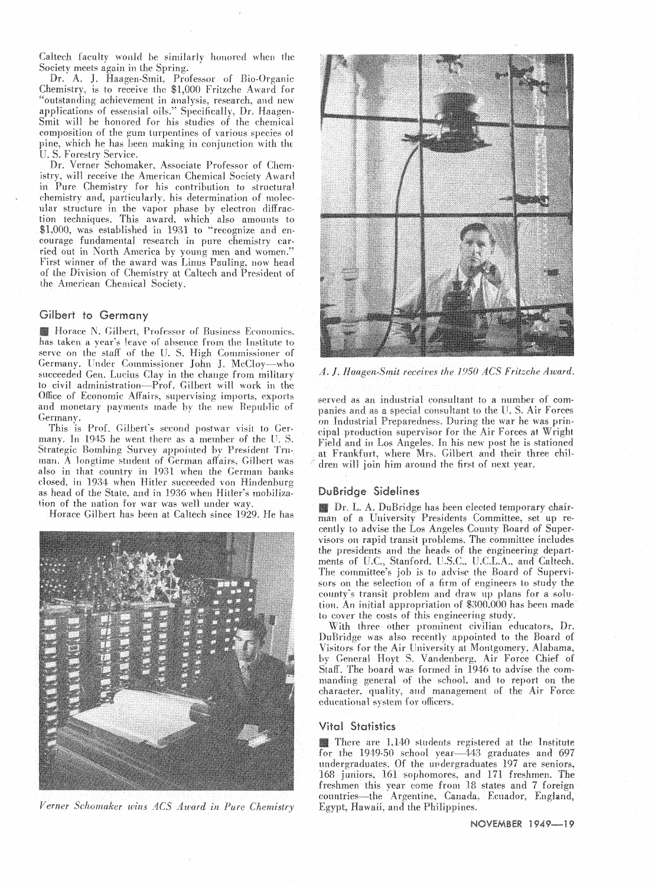Caltech faculty would be similarly honored when the Society meets again in the Spring.

Dr. A. J. Haagen-Smit, Professor of Bio-Organic Chemistry, is to receive the $1,000 Fritzche Award for "outstanding achievement in analysis, research, and new applications of essensial oils." Specifically, Dr. Haagen-Smit will be honored for his studies of the chemical composition of the gum turpentines of various species of pine, which he has been making in conjunction with the U. S. Forestry Service.

Dr. Verner Schomaker, Associate Professor of Chemistry, will receive the American Chemical Society Award in Pure Chemistry for his contribution to structural chemistry and, particularly, his determination of molecular structure in the vapor phase by electron diffraction techniques. This award, which also amounts to $1,000, was established in 1931 to "recognize and encourage fundamental research in pure chemistry carried out in North America by young men and women." First winner of the award was Linus Pauling, now head of the Division of Chemistry at Caltech and President of the American Chemical Society.

*Verner Schomaker wins ACS Award in Pure Chemistry*

*A. J. Haagen-Smit receives the 1950 ACS Fritzche Award.*

## Gilbert to Germany

Horace N. Gilbert, Professor of Business Economics, has taken a year's leave of absence from the Institute to serve on the staff of the U. S. High Commissioner of Germany. Under Commissioner John J. McCloy—who succeeded Gen. Lucius Clay in the change from military to civil administration—Prof. Gilbert will work in the Office of Economic Affairs, supervising imports, exports and monetary payments made by the new Republic of Germany.

This is Prof. Gilbert's second postwar visit to Germany. In 1945 he went there as a member of the U. S. Strategic Bombing Survey appointed by President Truman. A longtime student of German affairs, Gilbert was also in that country in 1931 when the German banks closed, in 1934 when Hitler succeeded von Hindenburg as head of the State, and in 1936 when Hitler's mobilization of the nation for war was well under way.

Horace Gilbert has been at Caltech since 1929. He has served as an industrial consultant to a number of companies and as a special consultant to the U. S. Air Forces on Industrial Preparedness. During the war he was principal production supervisor for the Air Forces at Wright Field and in Los Angeles. In his new post he is stationed at Frankfurt, where Mrs. Gilbert and their three children will join him around the first of next year.

## DuBridge Sidelines

Dr. L. A. DuBridge has been elected temporary chairman of a University Presidents Committee, set up recently to advise the Los Angeles County Board of Supervisors on rapid transit problems. The committee includes the presidents and the heads of the engineering departments of U.C., Stanford, U.S.C., U.C.L.A., and Caltech. The committee's job is to advise the Board of Supervisors on the selection of a firm of engineers to study the county's transit problem and draw up plans for a solution. An initial appropriation of $300,000 has been made to cover the costs of this engineering study.

With three other prominent civilian educators, Dr. DuBridge was also recently appointed to the Board of Visitors for the Air University at Montgomery, Alabama, by General Hoyt S. Vandenberg, Air Force Chief of Staff. The board was formed in 1946 to advise the commanding general of the school, and to report on the character, quality, and management of the Air Force educational system for officers.

## Vital Statistics

There are 1,140 students registered at the Institute for the 1949-50 school year—443 graduates and 697 undergraduates. Of the undergraduates 197 are seniors, 168 juniors, 161 sophomores, and 171 freshmen. The freshmen this year come from 18 states and 7 foreign countries—the Argentine, Canada, Ecuador, England, Egypt, Hawaii, and the Philippines.